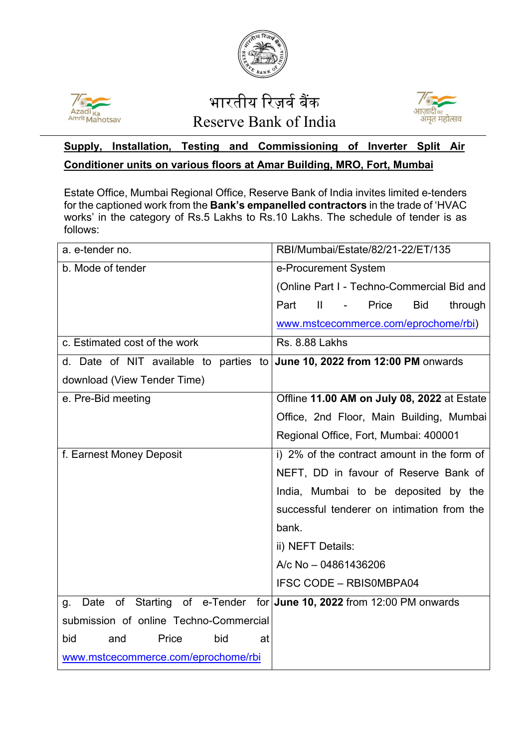भारतीय रिज़र्व बैंक

Reserve Bank of India

**Supply, Installation, Testing and Commissioning of Inverter Split Air Conditioner units on various floors at Amar Building, MRO, Fort, Mumbai**

Estate Office, Mumbai Regional Office, Reserve Bank of India invites limited e-tenders for the captioned work from the **Bank's empanelled contractors** in the trade of 'HVAC works' in the category of Rs.5 Lakhs to Rs.10 Lakhs. The schedule of tender is as follows:

| | |
|---|---|
| a. e-tender no. | RBI/Mumbai/Estate/82/21-22/ET/135 |
| b. Mode of tender | e-Procurement System (Online Part I - Techno-Commercial Bid and Part II - Price Bid through www.mstcecommerce.com/eprochome/rbi) |
| c. Estimated cost of the work | Rs. 8.88 Lakhs |
| d. Date of NIT available to parties to download (View Tender Time) | **June 10, 2022 from 12:00 PM** onwards |
| e. Pre-Bid meeting | Offline **11.00 AM on July 08, 2022** at Estate Office, 2nd Floor, Main Building, Mumbai Regional Office, Fort, Mumbai: 400001 |
| f. Earnest Money Deposit | i) 2% of the contract amount in the form of NEFT, DD in favour of Reserve Bank of India, Mumbai to be deposited by the successful tenderer on intimation from the bank.<br>ii) NEFT Details:<br>A/c No – 04861436206<br>IFSC CODE – RBIS0MBPA04 |
| g. Date of Starting of e-Tender for submission of online Techno-Commercial bid and Price bid at www.mstcecommerce.com/eprochome/rbi | **June 10, 2022** from 12:00 PM onwards |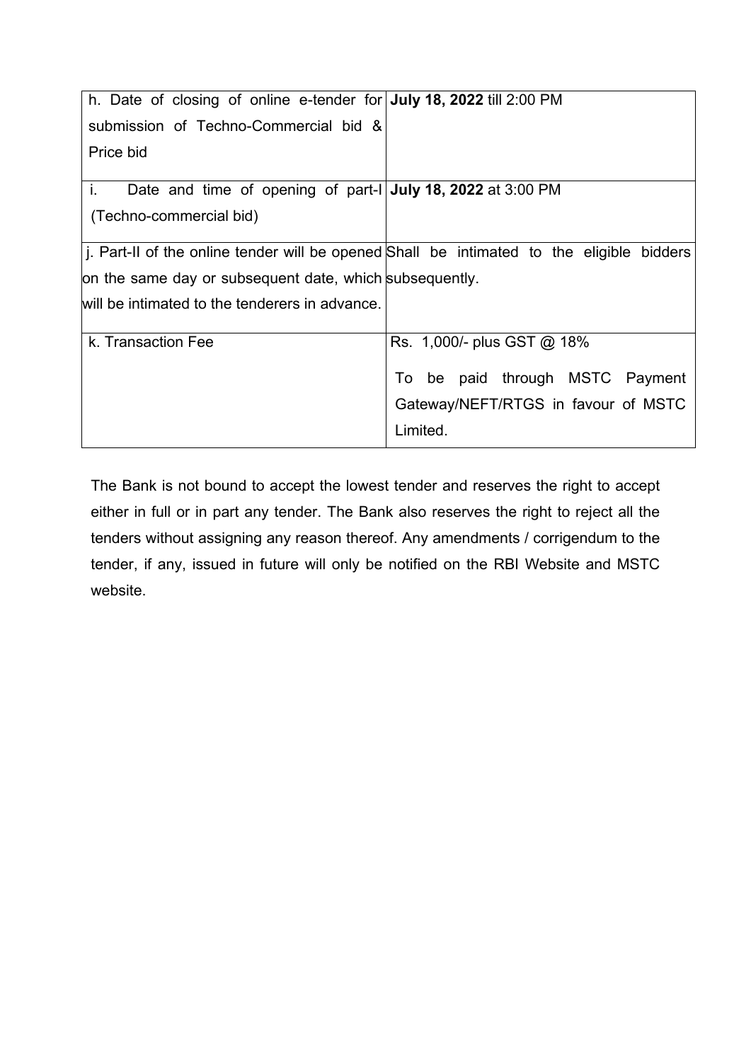| | |
|---|---|
| h. Date of closing of online e-tender for submission of Techno-Commercial bid & Price bid | **July 18, 2022** till 2:00 PM |
| i. Date and time of opening of part-I (Techno-commercial bid) | **July 18, 2022** at 3:00 PM |
| j. Part-II of the online tender will be opened on the same day or subsequent date, which will be intimated to the tenderers in advance. | Shall be intimated to the eligible bidders subsequently. |
| k. Transaction Fee | Rs. 1,000/- plus GST @ 18%<br><br>To be paid through MSTC Payment Gateway/NEFT/RTGS in favour of MSTC Limited. |

The Bank is not bound to accept the lowest tender and reserves the right to accept either in full or in part any tender. The Bank also reserves the right to reject all the tenders without assigning any reason thereof. Any amendments / corrigendum to the tender, if any, issued in future will only be notified on the RBI Website and MSTC website.